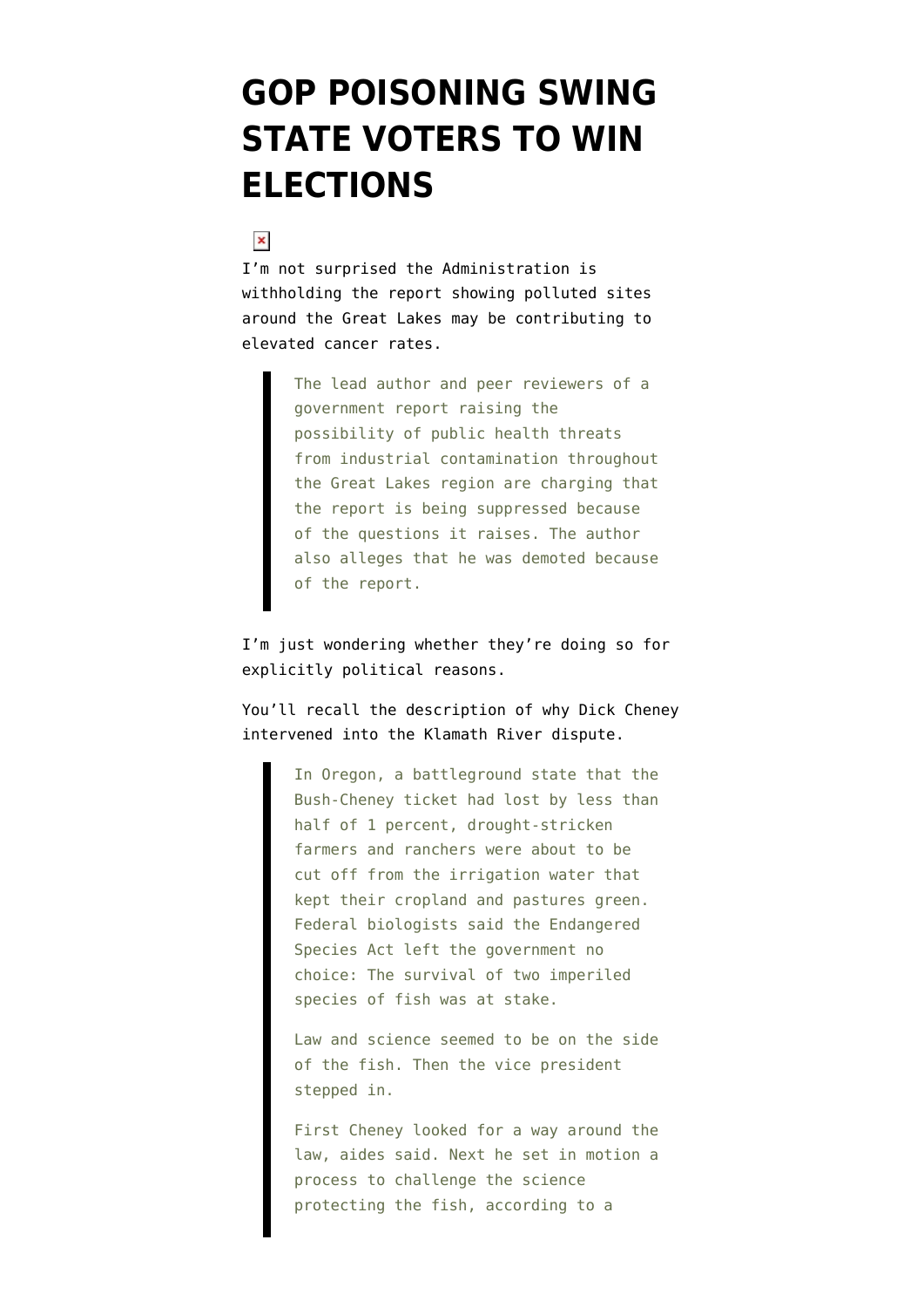# GOP POISONING SWING STATE VOTERS TO WIN ELECTIONS

I'm not surprised the Administration is withholding the report showing polluted sites around the Great Lakes may be contributing to elevated cancer rates.

> The lead author and peer reviewers of a government report raising the possibility of public health threats from industrial contamination throughout the Great Lakes region are charging that the report is being suppressed because of the questions it raises. The author also alleges that he was demoted because of the report.

I'm just wondering whether they're doing so for explicitly political reasons.

You'll recall the description of why Dick Cheney intervened into the Klamath River dispute.

> In Oregon, a battleground state that the Bush-Cheney ticket had lost by less than half of 1 percent, drought-stricken farmers and ranchers were about to be cut off from the irrigation water that kept their cropland and pastures green. Federal biologists said the Endangered Species Act left the government no choice: The survival of two imperiled species of fish was at stake.
>
> Law and science seemed to be on the side of the fish. Then the vice president stepped in.
>
> First Cheney looked for a way around the law, aides said. Next he set in motion a process to challenge the science protecting the fish, according to a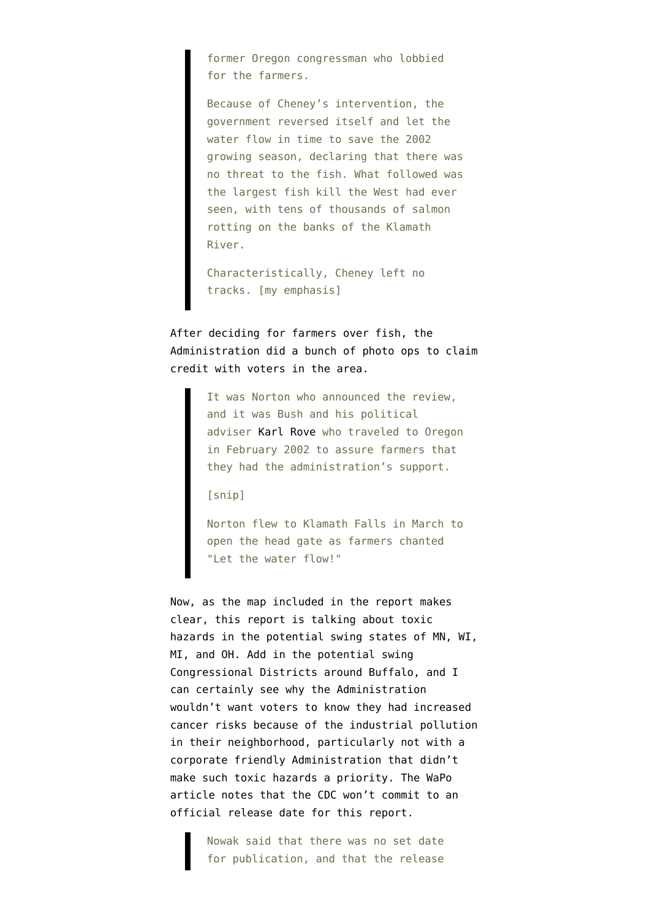> former Oregon congressman who lobbied for the farmers.
>
> Because of Cheney's intervention, the government reversed itself and let the water flow in time to save the 2002 growing season, declaring that there was no threat to the fish. What followed was the largest fish kill the West had ever seen, with tens of thousands of salmon rotting on the banks of the Klamath River.
>
> Characteristically, Cheney left no tracks. [my emphasis]

After deciding for farmers over fish, the Administration did a bunch of photo ops to claim credit with voters in the area.

> It was Norton who announced the review, and it was Bush and his political adviser Karl Rove who traveled to Oregon in February 2002 to assure farmers that they had the administration's support.
>
> [snip]
>
> Norton flew to Klamath Falls in March to open the head gate as farmers chanted "Let the water flow!"

Now, as the map included in the report makes clear, this report is talking about toxic hazards in the potential swing states of MN, WI, MI, and OH. Add in the potential swing Congressional Districts around Buffalo, and I can certainly see why the Administration wouldn't want voters to know they had increased cancer risks because of the industrial pollution in their neighborhood, particularly not with a corporate friendly Administration that didn't make such toxic hazards a priority. The WaPo article notes that the CDC won't commit to an official release date for this report.

> Nowak said that there was no set date for publication, and that the release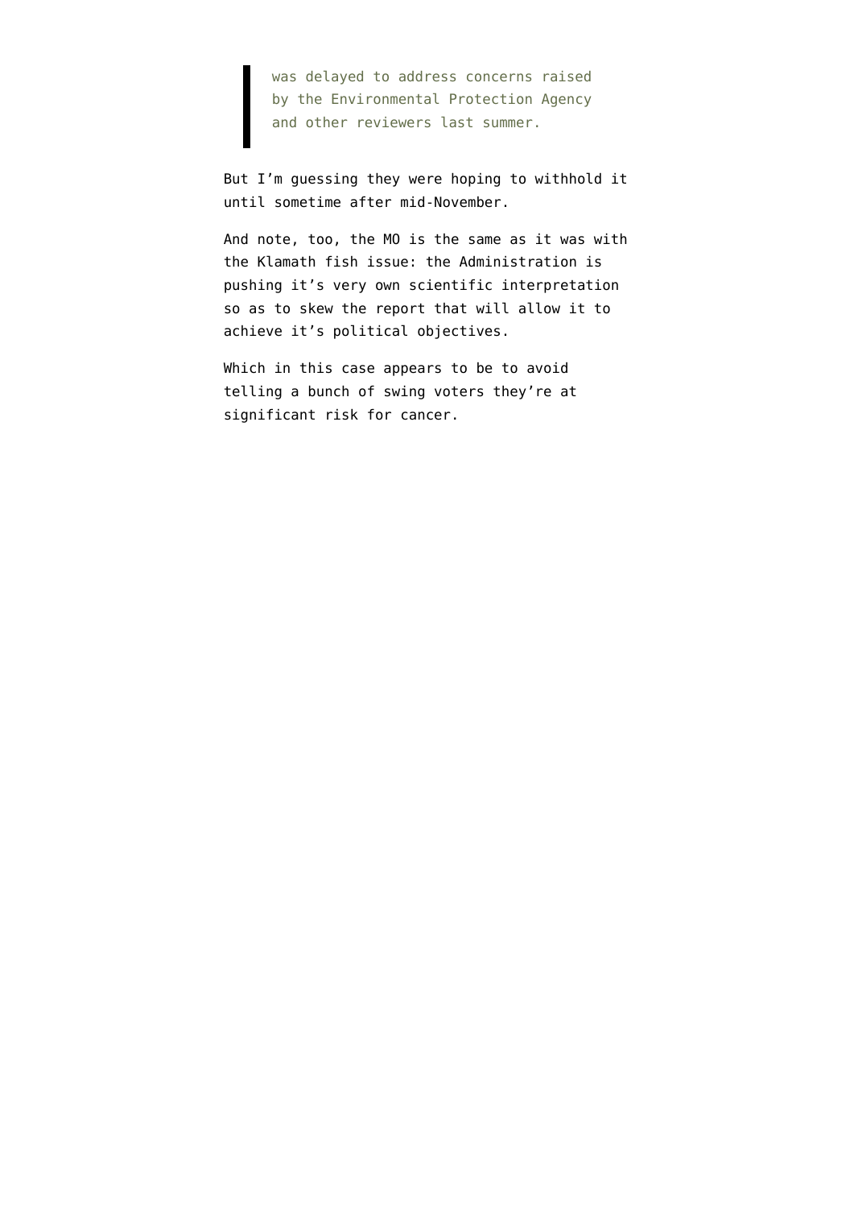> was delayed to address concerns raised by the Environmental Protection Agency and other reviewers last summer.

But I'm guessing they were hoping to withhold it until sometime after mid-November.

And note, too, the MO is the same as it was with the Klamath fish issue: the Administration is pushing it's very own scientific interpretation so as to skew the report that will allow it to achieve it's political objectives.

Which in this case appears to be to avoid telling a bunch of swing voters they're at significant risk for cancer.